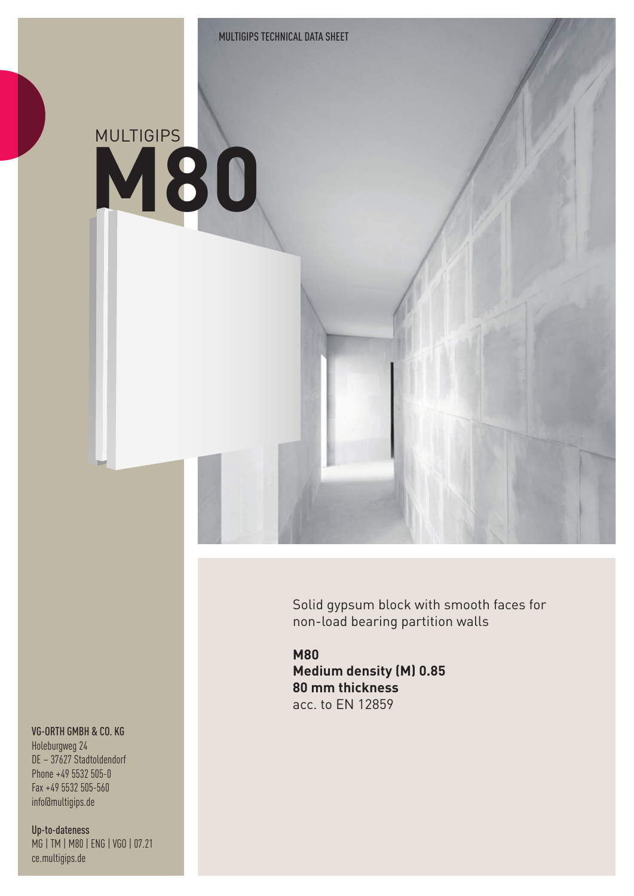MULTIGIPS TECHNICAL DATA SHEET

# MULTIGIPS M80

Solid gypsum block with smooth faces for non-load bearing partition walls

**M80**
**Medium density (M) 0.85**
**80 mm thickness**
acc. to EN 12859

VG-ORTH GMBH & CO. KG
Holeburgweg 24
DE – 37627 Stadtoldendorf
Phone +49 5532 505-0
Fax +49 5532 505-560
info@multigips.de

Up-to-dateness
MG | TM | M80 | ENG | VGO | 07.21
ce.multigips.de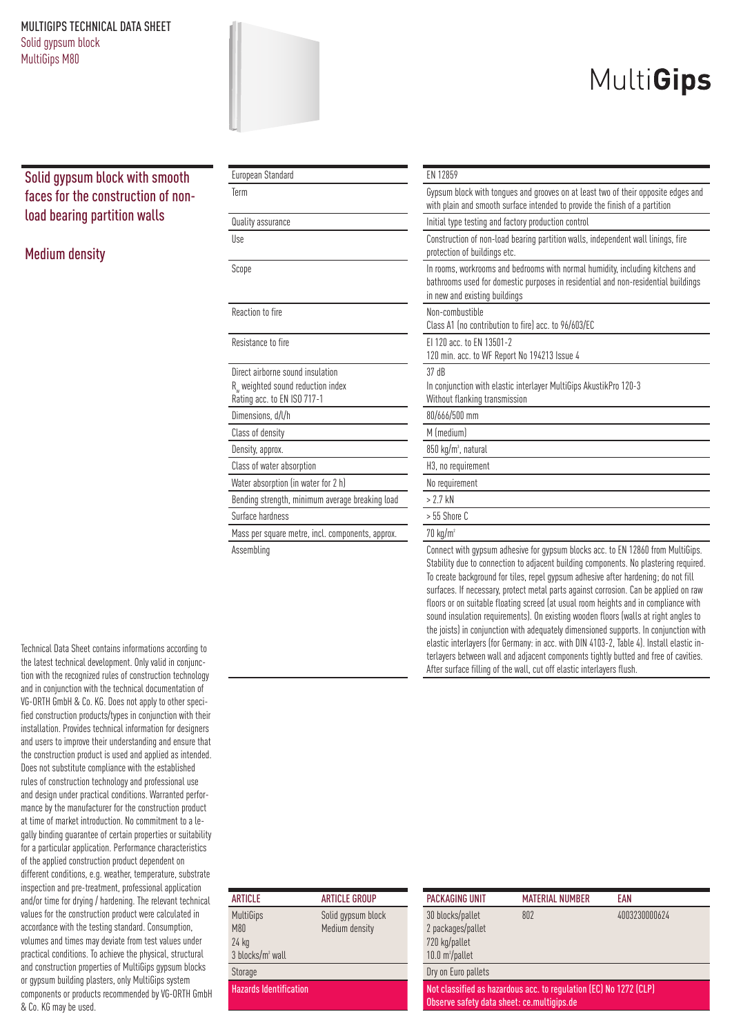MULTIGIPS TECHNICAL DATA SHEET
Solid gypsum block
MultiGips M80

MultiGips

## Solid gypsum block with smooth faces for the construction of non-load bearing partition walls

## Medium density

| | |
|---|---|
| European Standard | EN 12859 |
| Term | Gypsum block with tongues and grooves on at least two of their opposite edges and with plain and smooth surface intended to provide the finish of a partition |
| Quality assurance | Initial type testing and factory production control |
| Use | Construction of non-load bearing partition walls, independent wall linings, fire protection of buildings etc. |
| Scope | In rooms, workrooms and bedrooms with normal humidity, including kitchens and bathrooms used for domestic purposes in residential and non-residential buildings in new and existing buildings |
| Reaction to fire | Non-combustible<br>Class A1 (no contribution to fire) acc. to 96/603/EC |
| Resistance to fire | EI 120 acc. to EN 13501-2<br>120 min. acc. to WF Report No 194213 Issue 4 |
| Direct airborne sound insulation<br>$R_w$ weighted sound reduction index<br>Rating acc. to EN ISO 717-1 | 37 dB<br>In conjunction with elastic interlayer MultiGips AkustikPro 120-3<br>Without flanking transmission |
| Dimensions, d/l/h | 80/666/500 mm |
| Class of density | M (medium) |
| Density, approx. | 850 kg/m³, natural |
| Class of water absorption | H3, no requirement |
| Water absorption (in water for 2 h) | No requirement |
| Bending strength, minimum average breaking load | > 2.7 kN |
| Surface hardness | > 55 Shore C |
| Mass per square metre, incl. components, approx. | 70 kg/m² |
| Assembling | Connect with gypsum adhesive for gypsum blocks acc. to EN 12860 from MultiGips. Stability due to connection to adjacent building components. No plastering required. To create background for tiles, repel gypsum adhesive after hardening; do not fill surfaces. If necessary, protect metal parts against corrosion. Can be applied on raw floors or on suitable floating screed (at usual room heights and in compliance with sound insulation requirements). On existing wooden floors (walls at right angles to the joists) in conjunction with adequately dimensioned supports. In conjunction with elastic interlayers (for Germany: in acc. with DIN 4103-2, Table 4). Install elastic interlayers between wall and adjacent components tightly butted and free of cavities. After surface filling of the wall, cut off elastic interlayers flush. |

Technical Data Sheet contains informations according to the latest technical development. Only valid in conjunction with the recognized rules of construction technology and in conjunction with the technical documentation of VG-ORTH GmbH & Co. KG. Does not apply to other specified construction products/types in conjunction with their installation. Provides technical information for designers and users to improve their understanding and ensure that the construction product is used and applied as intended. Does not substitute compliance with the established rules of construction technology and professional use and design under practical conditions. Warranted performance by the manufacturer for the construction product at time of market introduction. No commitment to a legally binding guarantee of certain properties or suitability for a particular application. Performance characteristics of the applied construction product dependent on different conditions, e.g. weather, temperature, substrate inspection and pre-treatment, professional application and/or time for drying / hardening. The relevant technical values for the construction product were calculated in accordance with the testing standard. Consumption, volumes and times may deviate from test values under practical conditions. To achieve the physical, structural and construction properties of MultiGips gypsum blocks or gypsum building plasters, only MultiGips system components or products recommended by VG-ORTH GmbH & Co. KG may be used.

| ARTICLE | ARTICLE GROUP | PACKAGING UNIT | MATERIAL NUMBER | EAN |
|---|---|---|---|---|
| MultiGips<br>M80<br>24 kg<br>3 blocks/m² wall | Solid gypsum block<br>Medium density | 30 blocks/pallet<br>2 packages/pallet<br>720 kg/pallet<br>10.0 m²/pallet | 802 | 4003230000624 |
| Storage | | Dry on Euro pallets | | |
| Hazards Identification | | Not classified as hazardous acc. to regulation (EC) No 1272 (CLP)<br>Observe safety data sheet: ce.multigips.de | | |